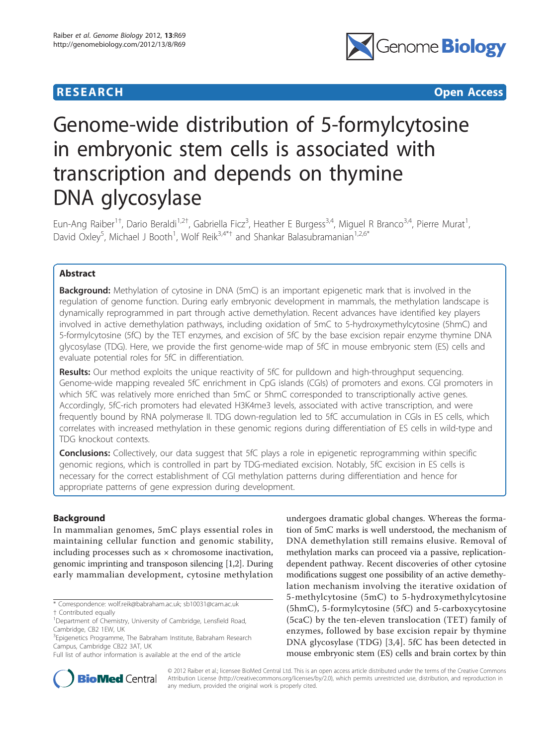**RESEARCH** **Open Access**

# Genome-wide distribution of 5-formylcytosine in embryonic stem cells is associated with transcription and depends on thymine DNA glycosylase

Eun-Ang Raiber[1†], Dario Beraldi[1,2†], Gabriella Ficz[3], Heather E Burgess[3,4], Miguel R Branco[3,4], Pierre Murat[1], David Oxley[5], Michael J Booth[1], Wolf Reik[3,4*†] and Shankar Balasubramanian[1,2,6*]

## Abstract

**Background:** Methylation of cytosine in DNA (5mC) is an important epigenetic mark that is involved in the regulation of genome function. During early embryonic development in mammals, the methylation landscape is dynamically reprogrammed in part through active demethylation. Recent advances have identified key players involved in active demethylation pathways, including oxidation of 5mC to 5-hydroxymethylcytosine (5hmC) and 5-formylcytosine (5fC) by the TET enzymes, and excision of 5fC by the base excision repair enzyme thymine DNA glycosylase (TDG). Here, we provide the first genome-wide map of 5fC in mouse embryonic stem (ES) cells and evaluate potential roles for 5fC in differentiation.

**Results:** Our method exploits the unique reactivity of 5fC for pulldown and high-throughput sequencing. Genome-wide mapping revealed 5fC enrichment in CpG islands (CGIs) of promoters and exons. CGI promoters in which 5fC was relatively more enriched than 5mC or 5hmC corresponded to transcriptionally active genes. Accordingly, 5fC-rich promoters had elevated H3K4me3 levels, associated with active transcription, and were frequently bound by RNA polymerase II. TDG down-regulation led to 5fC accumulation in CGIs in ES cells, which correlates with increased methylation in these genomic regions during differentiation of ES cells in wild-type and TDG knockout contexts.

**Conclusions:** Collectively, our data suggest that 5fC plays a role in epigenetic reprogramming within specific genomic regions, which is controlled in part by TDG-mediated excision. Notably, 5fC excision in ES cells is necessary for the correct establishment of CGI methylation patterns during differentiation and hence for appropriate patterns of gene expression during development.

## Background

In mammalian genomes, 5mC plays essential roles in maintaining cellular function and genomic stability, including processes such as × chromosome inactivation, genomic imprinting and transposon silencing [1,2]. During early mammalian development, cytosine methylation undergoes dramatic global changes. Whereas the formation of 5mC marks is well understood, the mechanism of DNA demethylation still remains elusive. Removal of methylation marks can proceed via a passive, replication-dependent pathway. Recent discoveries of other cytosine modifications suggest one possibility of an active demethylation mechanism involving the iterative oxidation of 5-methylcytosine (5mC) to 5-hydroxymethylcytosine (5hmC), 5-formylcytosine (5fC) and 5-carboxycytosine (5caC) by the ten-eleven translocation (TET) family of enzymes, followed by base excision repair by thymine DNA glycosylase (TDG) [3,4]. 5fC has been detected in mouse embryonic stem (ES) cells and brain cortex by thin

\* Correspondence: wolf.reik@babraham.ac.uk; sb10031@cam.ac.uk
† Contributed equally
[1]Department of Chemistry, University of Cambridge, Lensfield Road, Cambridge, CB2 1EW, UK
[3]Epigenetics Programme, The Babraham Institute, Babraham Research Campus, Cambridge CB22 3AT, UK
Full list of author information is available at the end of the article

© 2012 Raiber et al.; licensee BioMed Central Ltd. This is an open access article distributed under the terms of the Creative Commons Attribution License (http://creativecommons.org/licenses/by/2.0), which permits unrestricted use, distribution, and reproduction in any medium, provided the original work is properly cited.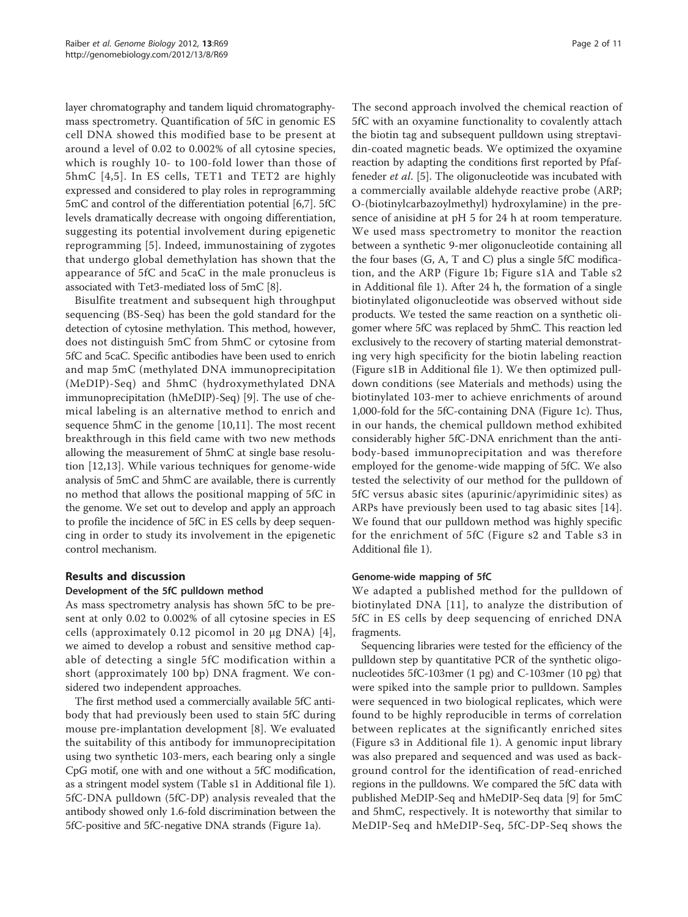layer chromatography and tandem liquid chromatography-mass spectrometry. Quantification of 5fC in genomic ES cell DNA showed this modified base to be present at around a level of 0.02 to 0.002% of all cytosine species, which is roughly 10- to 100-fold lower than those of 5hmC [4,5]. In ES cells, TET1 and TET2 are highly expressed and considered to play roles in reprogramming 5mC and control of the differentiation potential [6,7]. 5fC levels dramatically decrease with ongoing differentiation, suggesting its potential involvement during epigenetic reprogramming [5]. Indeed, immunostaining of zygotes that undergo global demethylation has shown that the appearance of 5fC and 5caC in the male pronucleus is associated with Tet3-mediated loss of 5mC [8].

Bisulfite treatment and subsequent high throughput sequencing (BS-Seq) has been the gold standard for the detection of cytosine methylation. This method, however, does not distinguish 5mC from 5hmC or cytosine from 5fC and 5caC. Specific antibodies have been used to enrich and map 5mC (methylated DNA immunoprecipitation (MeDIP)-Seq) and 5hmC (hydroxymethylated DNA immunoprecipitation (hMeDIP)-Seq) [9]. The use of chemical labeling is an alternative method to enrich and sequence 5hmC in the genome [10,11]. The most recent breakthrough in this field came with two new methods allowing the measurement of 5hmC at single base resolution [12,13]. While various techniques for genome-wide analysis of 5mC and 5hmC are available, there is currently no method that allows the positional mapping of 5fC in the genome. We set out to develop and apply an approach to profile the incidence of 5fC in ES cells by deep sequencing in order to study its involvement in the epigenetic control mechanism.

## Results and discussion

### Development of the 5fC pulldown method

As mass spectrometry analysis has shown 5fC to be present at only 0.02 to 0.002% of all cytosine species in ES cells (approximately 0.12 picomol in 20 μg DNA) [4], we aimed to develop a robust and sensitive method capable of detecting a single 5fC modification within a short (approximately 100 bp) DNA fragment. We considered two independent approaches.

The first method used a commercially available 5fC antibody that had previously been used to stain 5fC during mouse pre-implantation development [8]. We evaluated the suitability of this antibody for immunoprecipitation using two synthetic 103-mers, each bearing only a single CpG motif, one with and one without a 5fC modification, as a stringent model system (Table s1 in Additional file 1). 5fC-DNA pulldown (5fC-DP) analysis revealed that the antibody showed only 1.6-fold discrimination between the 5fC-positive and 5fC-negative DNA strands (Figure 1a).

The second approach involved the chemical reaction of 5fC with an oxyamine functionality to covalently attach the biotin tag and subsequent pulldown using streptavidin-coated magnetic beads. We optimized the oxyamine reaction by adapting the conditions first reported by Pfaffeneder *et al*. [5]. The oligonucleotide was incubated with a commercially available aldehyde reactive probe (ARP; O-(biotinylcarbazoylmethyl) hydroxylamine) in the presence of anisidine at pH 5 for 24 h at room temperature. We used mass spectrometry to monitor the reaction between a synthetic 9-mer oligonucleotide containing all the four bases (G, A, T and C) plus a single 5fC modification, and the ARP (Figure 1b; Figure s1A and Table s2 in Additional file 1). After 24 h, the formation of a single biotinylated oligonucleotide was observed without side products. We tested the same reaction on a synthetic oligomer where 5fC was replaced by 5hmC. This reaction led exclusively to the recovery of starting material demonstrating very high specificity for the biotin labeling reaction (Figure s1B in Additional file 1). We then optimized pulldown conditions (see Materials and methods) using the biotinylated 103-mer to achieve enrichments of around 1,000-fold for the 5fC-containing DNA (Figure 1c). Thus, in our hands, the chemical pulldown method exhibited considerably higher 5fC-DNA enrichment than the antibody-based immunoprecipitation and was therefore employed for the genome-wide mapping of 5fC. We also tested the selectivity of our method for the pulldown of 5fC versus abasic sites (apurinic/apyrimidinic sites) as ARPs have previously been used to tag abasic sites [14]. We found that our pulldown method was highly specific for the enrichment of 5fC (Figure s2 and Table s3 in Additional file 1).

### Genome-wide mapping of 5fC

We adapted a published method for the pulldown of biotinylated DNA [11], to analyze the distribution of 5fC in ES cells by deep sequencing of enriched DNA fragments.

Sequencing libraries were tested for the efficiency of the pulldown step by quantitative PCR of the synthetic oligonucleotides 5fC-103mer (1 pg) and C-103mer (10 pg) that were spiked into the sample prior to pulldown. Samples were sequenced in two biological replicates, which were found to be highly reproducible in terms of correlation between replicates at the significantly enriched sites (Figure s3 in Additional file 1). A genomic input library was also prepared and sequenced and was used as background control for the identification of read-enriched regions in the pulldowns. We compared the 5fC data with published MeDIP-Seq and hMeDIP-Seq data [9] for 5mC and 5hmC, respectively. It is noteworthy that similar to MeDIP-Seq and hMeDIP-Seq, 5fC-DP-Seq shows the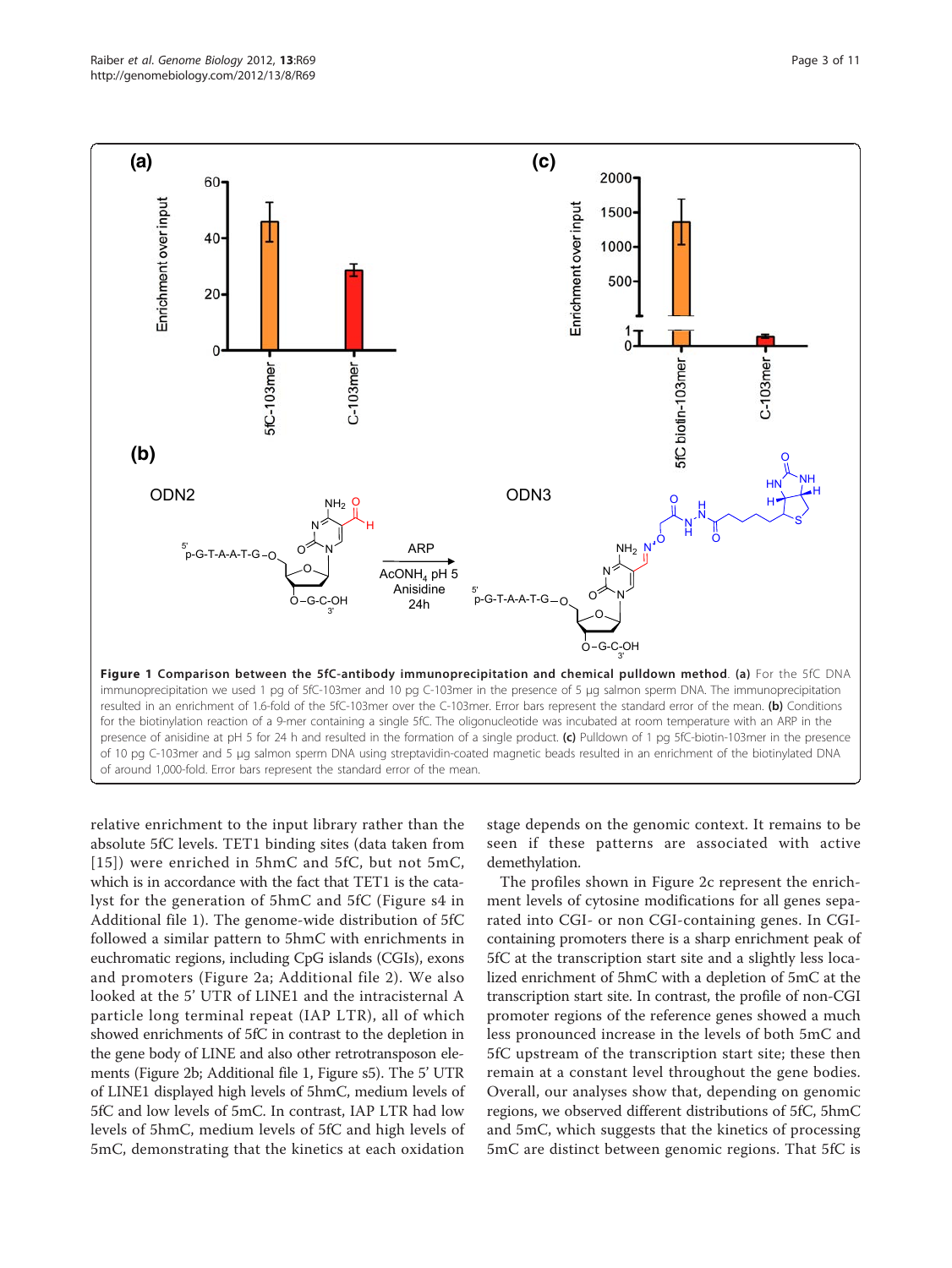**Figure 1 Comparison between the 5fC-antibody immunoprecipitation and chemical pulldown method**. **(a)** For the 5fC DNA immunoprecipitation we used 1 pg of 5fC-103mer and 10 pg C-103mer in the presence of 5 μg salmon sperm DNA. The immunoprecipitation resulted in an enrichment of 1.6-fold of the 5fC-103mer over the C-103mer. Error bars represent the standard error of the mean. **(b)** Conditions for the biotinylation reaction of a 9-mer containing a single 5fC. The oligonucleotide was incubated at room temperature with an ARP in the presence of anisidine at pH 5 for 24 h and resulted in the formation of a single product. **(c)** Pulldown of 1 pg 5fC-biotin-103mer in the presence of 10 pg C-103mer and 5 μg salmon sperm DNA using streptavidin-coated magnetic beads resulted in an enrichment of the biotinylated DNA of around 1,000-fold. Error bars represent the standard error of the mean.

relative enrichment to the input library rather than the absolute 5fC levels. TET1 binding sites (data taken from [15]) were enriched in 5hmC and 5fC, but not 5mC, which is in accordance with the fact that TET1 is the catalyst for the generation of 5hmC and 5fC (Figure s4 in Additional file 1). The genome-wide distribution of 5fC followed a similar pattern to 5hmC with enrichments in euchromatic regions, including CpG islands (CGIs), exons and promoters (Figure 2a; Additional file 2). We also looked at the 5' UTR of LINE1 and the intracisternal A particle long terminal repeat (IAP LTR), all of which showed enrichments of 5fC in contrast to the depletion in the gene body of LINE and also other retrotransposon elements (Figure 2b; Additional file 1, Figure s5). The 5' UTR of LINE1 displayed high levels of 5hmC, medium levels of 5fC and low levels of 5mC. In contrast, IAP LTR had low levels of 5hmC, medium levels of 5fC and high levels of 5mC, demonstrating that the kinetics at each oxidation stage depends on the genomic context. It remains to be seen if these patterns are associated with active demethylation.

The profiles shown in Figure 2c represent the enrichment levels of cytosine modifications for all genes separated into CGI- or non CGI-containing genes. In CGI-containing promoters there is a sharp enrichment peak of 5fC at the transcription start site and a slightly less localized enrichment of 5hmC with a depletion of 5mC at the transcription start site. In contrast, the profile of non-CGI promoter regions of the reference genes showed a much less pronounced increase in the levels of both 5mC and 5fC upstream of the transcription start site; these then remain at a constant level throughout the gene bodies. Overall, our analyses show that, depending on genomic regions, we observed different distributions of 5fC, 5hmC and 5mC, which suggests that the kinetics of processing 5mC are distinct between genomic regions. That 5fC is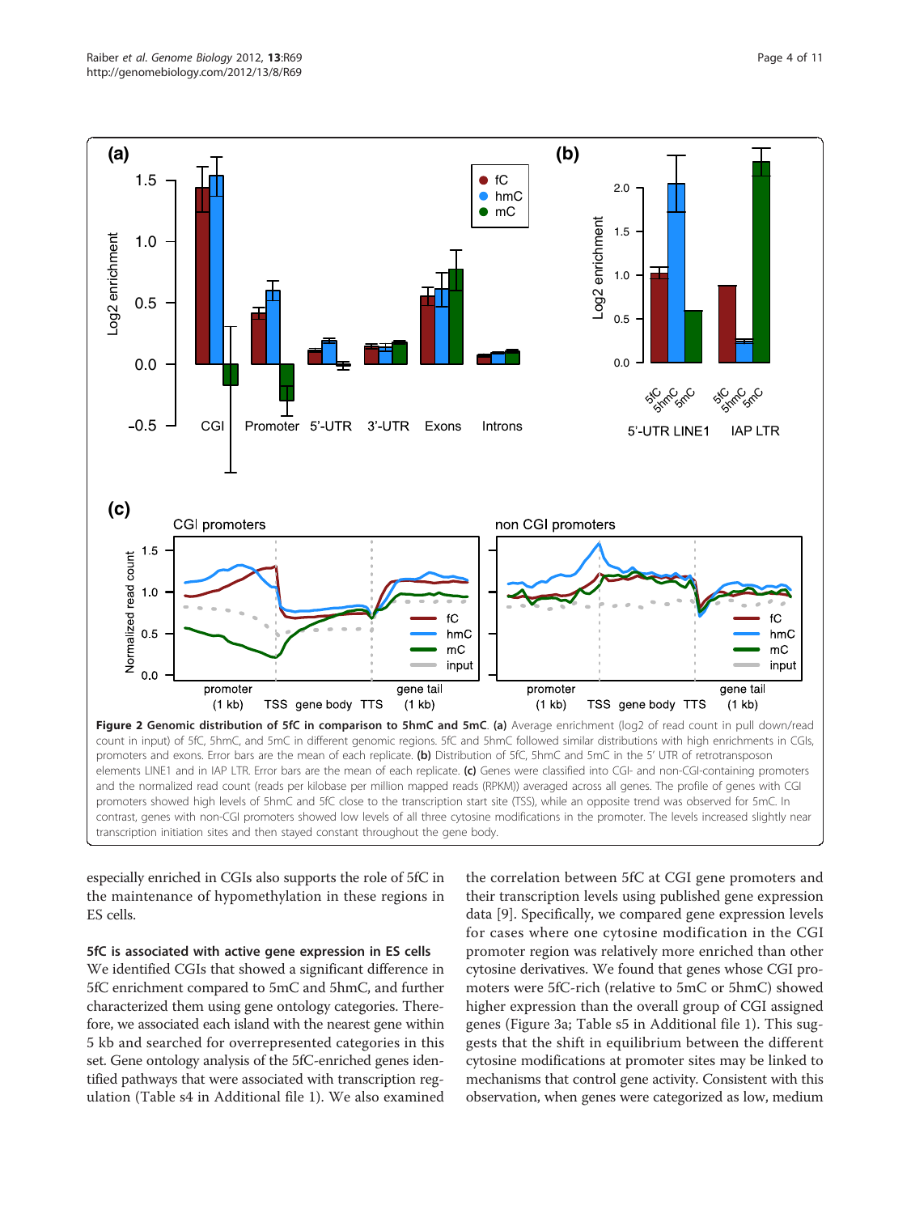**Figure 2 Genomic distribution of 5fC in comparison to 5hmC and 5mC.** **(a)** Average enrichment (log2 of read count in pull down/read count in input) of 5fC, 5hmC, and 5mC in different genomic regions. 5fC and 5hmC followed similar distributions with high enrichments in CGIs, promoters and exons. Error bars are the mean of each replicate. **(b)** Distribution of 5fC, 5hmC and 5mC in the 5′ UTR of retrotransposon elements LINE1 and in IAP LTR. Error bars are the mean of each replicate. **(c)** Genes were classified into CGI- and non-CGI-containing promoters and the normalized read count (reads per kilobase per million mapped reads (RPKM)) averaged across all genes. The profile of genes with CGI promoters showed high levels of 5hmC and 5fC close to the transcription start site (TSS), while an opposite trend was observed for 5mC. In contrast, genes with non-CGI promoters showed low levels of all three cytosine modifications in the promoter. The levels increased slightly near transcription initiation sites and then stayed constant throughout the gene body.

especially enriched in CGIs also supports the role of 5fC in the maintenance of hypomethylation in these regions in ES cells.

### 5fC is associated with active gene expression in ES cells

We identified CGIs that showed a significant difference in 5fC enrichment compared to 5mC and 5hmC, and further characterized them using gene ontology categories. Therefore, we associated each island with the nearest gene within 5 kb and searched for overrepresented categories in this set. Gene ontology analysis of the 5fC-enriched genes identified pathways that were associated with transcription regulation (Table s4 in Additional file 1). We also examined the correlation between 5fC at CGI gene promoters and their transcription levels using published gene expression data [9]. Specifically, we compared gene expression levels for cases where one cytosine modification in the CGI promoter region was relatively more enriched than other cytosine derivatives. We found that genes whose CGI promoters were 5fC-rich (relative to 5mC or 5hmC) showed higher expression than the overall group of CGI assigned genes (Figure 3a; Table s5 in Additional file 1). This suggests that the shift in equilibrium between the different cytosine modifications at promoter sites may be linked to mechanisms that control gene activity. Consistent with this observation, when genes were categorized as low, medium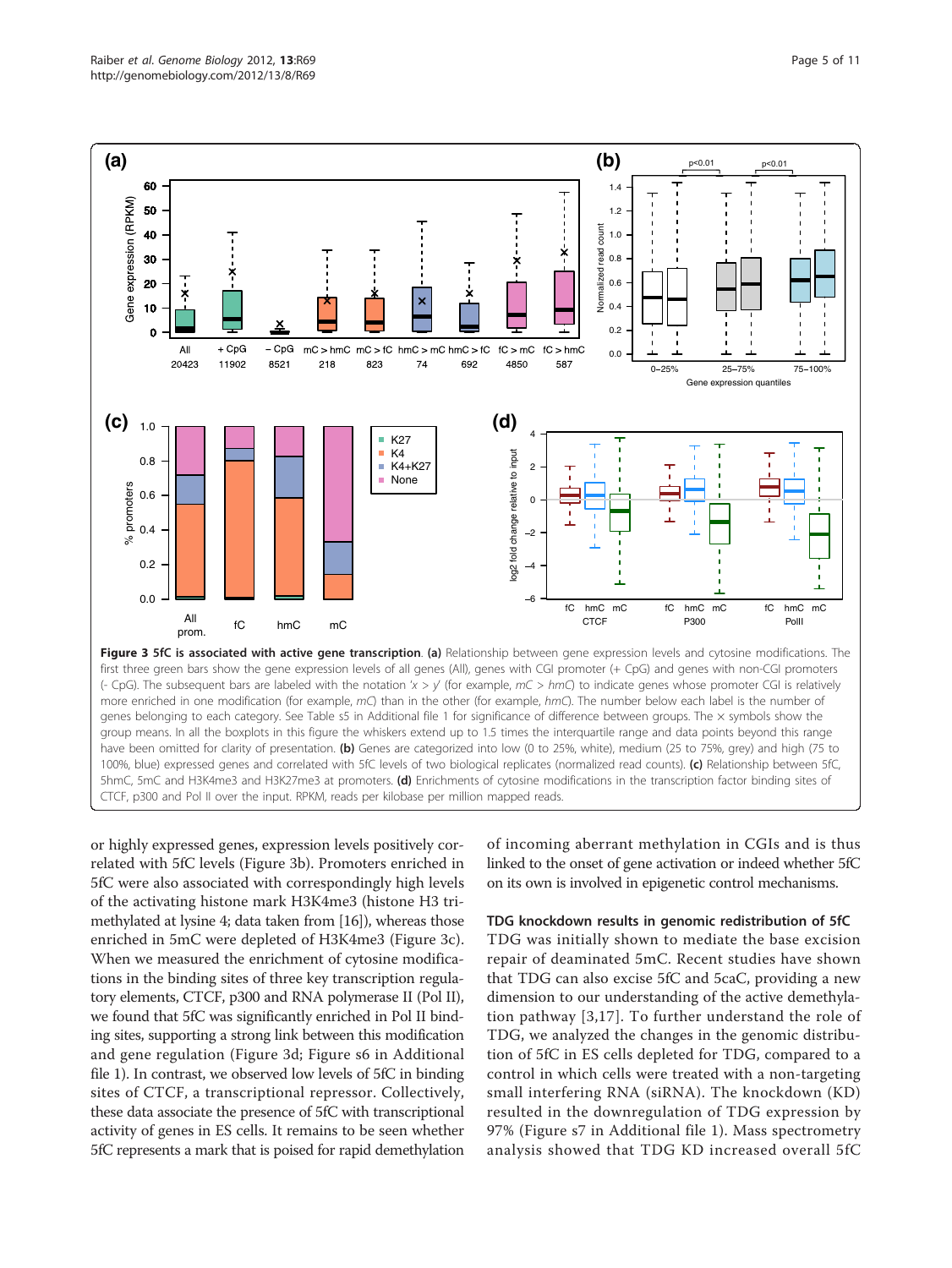**Figure 3 5fC is associated with active gene transcription.** **(a)** Relationship between gene expression levels and cytosine modifications. The first three green bars show the gene expression levels of all genes (All), genes with CGI promoter (+ CpG) and genes with non-CGI promoters (- CpG). The subsequent bars are labeled with the notation '*x* > *y*' (for example, *mC* > *hmC*) to indicate genes whose promoter CGI is relatively more enriched in one modification (for example, *mC*) than in the other (for example, *hmC*). The number below each label is the number of genes belonging to each category. See Table s5 in Additional file 1 for significance of difference between groups. The × symbols show the group means. In all the boxplots in this figure the whiskers extend up to 1.5 times the interquartile range and data points beyond this range have been omitted for clarity of presentation. **(b)** Genes are categorized into low (0 to 25%, white), medium (25 to 75%, grey) and high (75 to 100%, blue) expressed genes and correlated with 5fC levels of two biological replicates (normalized read counts). **(c)** Relationship between 5fC, 5hmC, 5mC and H3K4me3 and H3K27me3 at promoters. **(d)** Enrichments of cytosine modifications in the transcription factor binding sites of CTCF, p300 and Pol II over the input. RPKM, reads per kilobase per million mapped reads.

or highly expressed genes, expression levels positively correlated with 5fC levels (Figure 3b). Promoters enriched in 5fC were also associated with correspondingly high levels of the activating histone mark H3K4me3 (histone H3 trimethylated at lysine 4; data taken from [16]), whereas those enriched in 5mC were depleted of H3K4me3 (Figure 3c). When we measured the enrichment of cytosine modifications in the binding sites of three key transcription regulatory elements, CTCF, p300 and RNA polymerase II (Pol II), we found that 5fC was significantly enriched in Pol II binding sites, supporting a strong link between this modification and gene regulation (Figure 3d; Figure s6 in Additional file 1). In contrast, we observed low levels of 5fC in binding sites of CTCF, a transcriptional repressor. Collectively, these data associate the presence of 5fC with transcriptional activity of genes in ES cells. It remains to be seen whether 5fC represents a mark that is poised for rapid demethylation of incoming aberrant methylation in CGIs and is thus linked to the onset of gene activation or indeed whether 5fC on its own is involved in epigenetic control mechanisms.

### TDG knockdown results in genomic redistribution of 5fC

TDG was initially shown to mediate the base excision repair of deaminated 5mC. Recent studies have shown that TDG can also excise 5fC and 5caC, providing a new dimension to our understanding of the active demethylation pathway [3,17]. To further understand the role of TDG, we analyzed the changes in the genomic distribution of 5fC in ES cells depleted for TDG, compared to a control in which cells were treated with a non-targeting small interfering RNA (siRNA). The knockdown (KD) resulted in the downregulation of TDG expression by 97% (Figure s7 in Additional file 1). Mass spectrometry analysis showed that TDG KD increased overall 5fC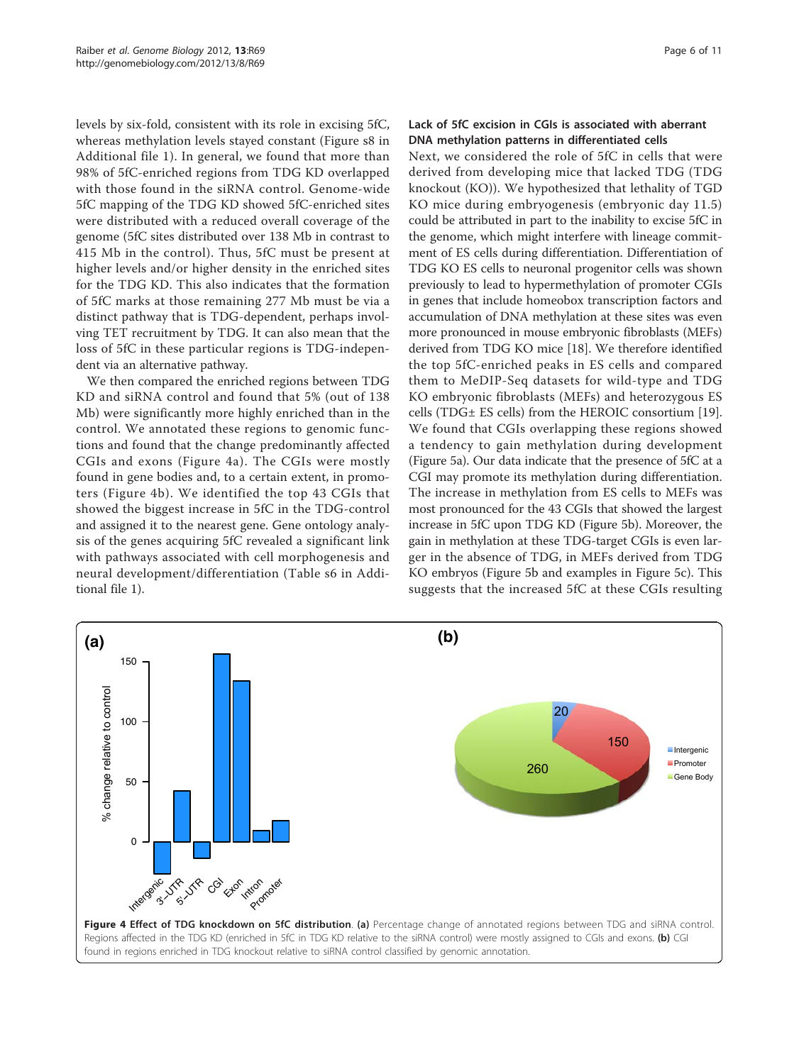levels by six-fold, consistent with its role in excising 5fC, whereas methylation levels stayed constant (Figure s8 in Additional file 1). In general, we found that more than 98% of 5fC-enriched regions from TDG KD overlapped with those found in the siRNA control. Genome-wide 5fC mapping of the TDG KD showed 5fC-enriched sites were distributed with a reduced overall coverage of the genome (5fC sites distributed over 138 Mb in contrast to 415 Mb in the control). Thus, 5fC must be present at higher levels and/or higher density in the enriched sites for the TDG KD. This also indicates that the formation of 5fC marks at those remaining 277 Mb must be via a distinct pathway that is TDG-dependent, perhaps involving TET recruitment by TDG. It can also mean that the loss of 5fC in these particular regions is TDG-independent via an alternative pathway.

We then compared the enriched regions between TDG KD and siRNA control and found that 5% (out of 138 Mb) were significantly more highly enriched than in the control. We annotated these regions to genomic functions and found that the change predominantly affected CGIs and exons (Figure 4a). The CGIs were mostly found in gene bodies and, to a certain extent, in promoters (Figure 4b). We identified the top 43 CGIs that showed the biggest increase in 5fC in the TDG-control and assigned it to the nearest gene. Gene ontology analysis of the genes acquiring 5fC revealed a significant link with pathways associated with cell morphogenesis and neural development/differentiation (Table s6 in Additional file 1).

### Lack of 5fC excision in CGIs is associated with aberrant DNA methylation patterns in differentiated cells

Next, we considered the role of 5fC in cells that were derived from developing mice that lacked TDG (TDG knockout (KO)). We hypothesized that lethality of TGD KO mice during embryogenesis (embryonic day 11.5) could be attributed in part to the inability to excise 5fC in the genome, which might interfere with lineage commitment of ES cells during differentiation. Differentiation of TDG KO ES cells to neuronal progenitor cells was shown previously to lead to hypermethylation of promoter CGIs in genes that include homeobox transcription factors and accumulation of DNA methylation at these sites was even more pronounced in mouse embryonic fibroblasts (MEFs) derived from TDG KO mice [18]. We therefore identified the top 5fC-enriched peaks in ES cells and compared them to MeDIP-Seq datasets for wild-type and TDG KO embryonic fibroblasts (MEFs) and heterozygous ES cells (TDG± ES cells) from the HEROIC consortium [19]. We found that CGIs overlapping these regions showed a tendency to gain methylation during development (Figure 5a). Our data indicate that the presence of 5fC at a CGI may promote its methylation during differentiation. The increase in methylation from ES cells to MEFs was most pronounced for the 43 CGIs that showed the largest increase in 5fC upon TDG KD (Figure 5b). Moreover, the gain in methylation at these TDG-target CGIs is even larger in the absence of TDG, in MEFs derived from TDG KO embryos (Figure 5b and examples in Figure 5c). This suggests that the increased 5fC at these CGIs resulting

**Figure 4 Effect of TDG knockdown on 5fC distribution**. **(a)** Percentage change of annotated regions between TDG and siRNA control. Regions affected in the TDG KD (enriched in 5fC in TDG KD relative to the siRNA control) were mostly assigned to CGIs and exons. **(b)** CGI found in regions enriched in TDG knockout relative to siRNA control classified by genomic annotation.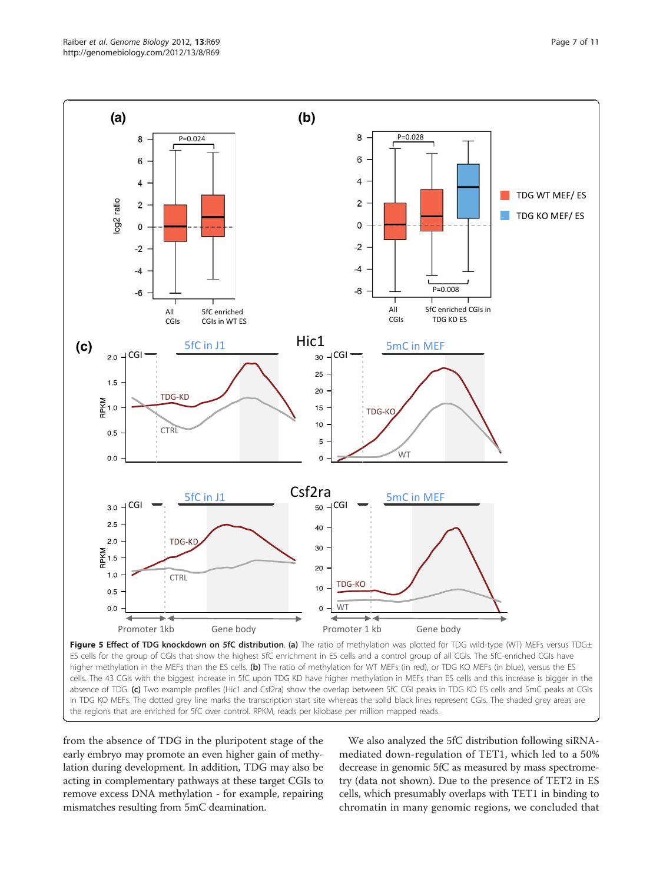**Figure 5 Effect of TDG knockdown on 5fC distribution**. **(a)** The ratio of methylation was plotted for TDG wild-type (WT) MEFs versus TDG± ES cells for the group of CGIs that show the highest 5fC enrichment in ES cells and a control group of all CGIs. The 5fC-enriched CGIs have higher methylation in the MEFs than the ES cells. **(b)** The ratio of methylation for WT MEFs (in red), or TDG KO MEFs (in blue), versus the ES cells. The 43 CGIs with the biggest increase in 5fC upon TDG KD have higher methylation in MEFs than ES cells and this increase is bigger in the absence of TDG. **(c)** Two example profiles (Hic1 and Csf2ra) show the overlap between 5fC CGI peaks in TDG KD ES cells and 5mC peaks at CGIs in TDG KO MEFs. The dotted grey line marks the transcription start site whereas the solid black lines represent CGIs. The shaded grey areas are the regions that are enriched for 5fC over control. RPKM, reads per kilobase per million mapped reads.

from the absence of TDG in the pluripotent stage of the early embryo may promote an even higher gain of methylation during development. In addition, TDG may also be acting in complementary pathways at these target CGIs to remove excess DNA methylation - for example, repairing mismatches resulting from 5mC deamination.

We also analyzed the 5fC distribution following siRNA-mediated down-regulation of TET1, which led to a 50% decrease in genomic 5fC as measured by mass spectrometry (data not shown). Due to the presence of TET2 in ES cells, which presumably overlaps with TET1 in binding to chromatin in many genomic regions, we concluded that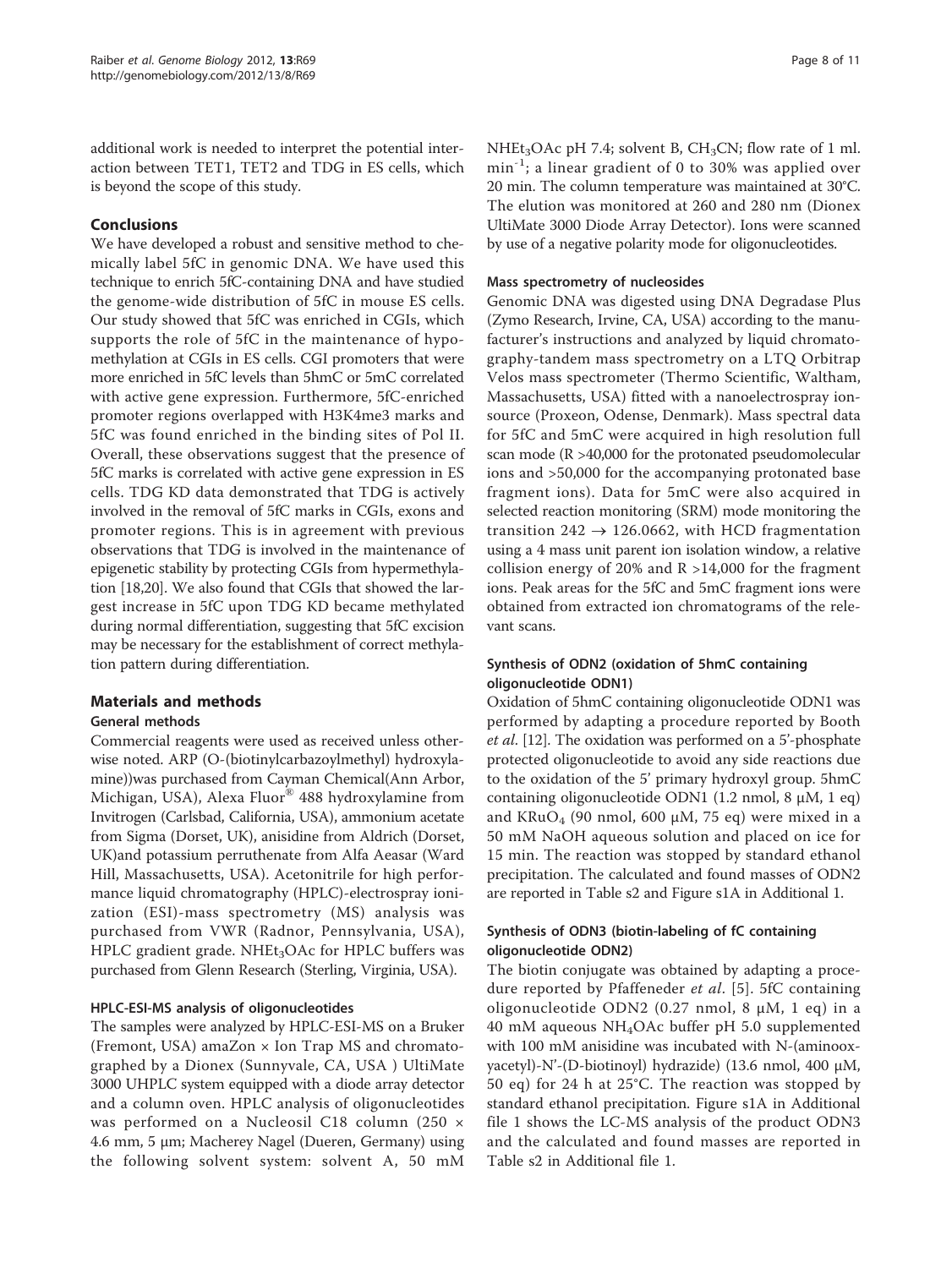additional work is needed to interpret the potential interaction between TET1, TET2 and TDG in ES cells, which is beyond the scope of this study.

## Conclusions

We have developed a robust and sensitive method to chemically label 5fC in genomic DNA. We have used this technique to enrich 5fC-containing DNA and have studied the genome-wide distribution of 5fC in mouse ES cells. Our study showed that 5fC was enriched in CGIs, which supports the role of 5fC in the maintenance of hypomethylation at CGIs in ES cells. CGI promoters that were more enriched in 5fC levels than 5hmC or 5mC correlated with active gene expression. Furthermore, 5fC-enriched promoter regions overlapped with H3K4me3 marks and 5fC was found enriched in the binding sites of Pol II. Overall, these observations suggest that the presence of 5fC marks is correlated with active gene expression in ES cells. TDG KD data demonstrated that TDG is actively involved in the removal of 5fC marks in CGIs, exons and promoter regions. This is in agreement with previous observations that TDG is involved in the maintenance of epigenetic stability by protecting CGIs from hypermethylation [18,20]. We also found that CGIs that showed the largest increase in 5fC upon TDG KD became methylated during normal differentiation, suggesting that 5fC excision may be necessary for the establishment of correct methylation pattern during differentiation.

## Materials and methods

### General methods

Commercial reagents were used as received unless otherwise noted. ARP (O-(biotinylcarbazoylmethyl) hydroxylamine))was purchased from Cayman Chemical(Ann Arbor, Michigan, USA), Alexa Fluor® 488 hydroxylamine from Invitrogen (Carlsbad, California, USA), ammonium acetate from Sigma (Dorset, UK), anisidine from Aldrich (Dorset, UK)and potassium perruthenate from Alfa Aeasar (Ward Hill, Massachusetts, USA). Acetonitrile for high performance liquid chromatography (HPLC)-electrospray ionization (ESI)-mass spectrometry (MS) analysis was purchased from VWR (Radnor, Pennsylvania, USA), HPLC gradient grade. $NHEt_3OAc$ for HPLC buffers was purchased from Glenn Research (Sterling, Virginia, USA).

### HPLC-ESI-MS analysis of oligonucleotides

The samples were analyzed by HPLC-ESI-MS on a Bruker (Fremont, USA) amaZon × Ion Trap MS and chromatographed by a Dionex (Sunnyvale, CA, USA ) UltiMate 3000 UHPLC system equipped with a diode array detector and a column oven. HPLC analysis of oligonucleotides was performed on a Nucleosil C18 column (250 × 4.6 mm, 5 μm; Macherey Nagel (Dueren, Germany) using the following solvent system: solvent A, 50 mM $NHEt_3OAc$ pH 7.4; solvent B, $CH_3CN$; flow rate of 1 ml. $min^{-1}$; a linear gradient of 0 to 30% was applied over 20 min. The column temperature was maintained at 30°C. The elution was monitored at 260 and 280 nm (Dionex UltiMate 3000 Diode Array Detector). Ions were scanned by use of a negative polarity mode for oligonucleotides.

### Mass spectrometry of nucleosides

Genomic DNA was digested using DNA Degradase Plus (Zymo Research, Irvine, CA, USA) according to the manufacturer's instructions and analyzed by liquid chromatography-tandem mass spectrometry on a LTQ Orbitrap Velos mass spectrometer (Thermo Scientific, Waltham, Massachusetts, USA) fitted with a nanoelectrospray ionsource (Proxeon, Odense, Denmark). Mass spectral data for 5fC and 5mC were acquired in high resolution full scan mode (R >40,000 for the protonated pseudomolecular ions and >50,000 for the accompanying protonated base fragment ions). Data for 5mC were also acquired in selected reaction monitoring (SRM) mode monitoring the transition 242 → 126.0662, with HCD fragmentation using a 4 mass unit parent ion isolation window, a relative collision energy of 20% and R >14,000 for the fragment ions. Peak areas for the 5fC and 5mC fragment ions were obtained from extracted ion chromatograms of the relevant scans.

### Synthesis of ODN2 (oxidation of 5hmC containing oligonucleotide ODN1)

Oxidation of 5hmC containing oligonucleotide ODN1 was performed by adapting a procedure reported by Booth *et al*. [12]. The oxidation was performed on a 5'-phosphate protected oligonucleotide to avoid any side reactions due to the oxidation of the 5' primary hydroxyl group. 5hmC containing oligonucleotide ODN1 (1.2 nmol, 8 μM, 1 eq) and $KRuO_4$ (90 nmol, 600 μM, 75 eq) were mixed in a 50 mM NaOH aqueous solution and placed on ice for 15 min. The reaction was stopped by standard ethanol precipitation. The calculated and found masses of ODN2 are reported in Table s2 and Figure s1A in Additional 1.

### Synthesis of ODN3 (biotin-labeling of fC containing oligonucleotide ODN2)

The biotin conjugate was obtained by adapting a procedure reported by Pfaffeneder *et al*. [5]. 5fC containing oligonucleotide ODN2 (0.27 nmol, 8 μM, 1 eq) in a 40 mM aqueous $NH_4OAc$ buffer pH 5.0 supplemented with 100 mM anisidine was incubated with N-(aminooxyacetyl)-N'-(D-biotinoyl) hydrazide) (13.6 nmol, 400 μM, 50 eq) for 24 h at 25°C. The reaction was stopped by standard ethanol precipitation. Figure s1A in Additional file 1 shows the LC-MS analysis of the product ODN3 and the calculated and found masses are reported in Table s2 in Additional file 1.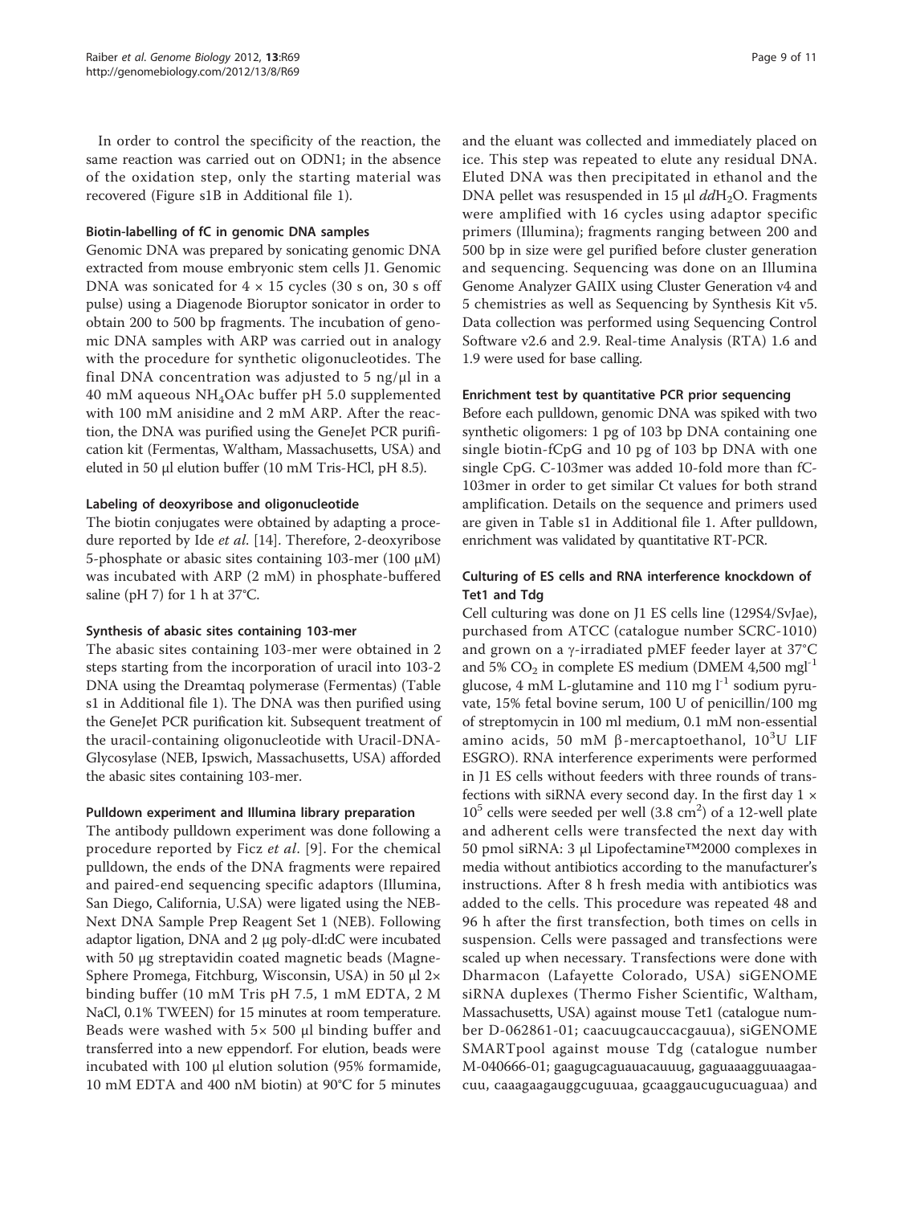In order to control the specificity of the reaction, the same reaction was carried out on ODN1; in the absence of the oxidation step, only the starting material was recovered (Figure s1B in Additional file 1).

### Biotin-labelling of fC in genomic DNA samples

Genomic DNA was prepared by sonicating genomic DNA extracted from mouse embryonic stem cells J1. Genomic DNA was sonicated for 4 × 15 cycles (30 s on, 30 s off pulse) using a Diagenode Bioruptor sonicator in order to obtain 200 to 500 bp fragments. The incubation of genomic DNA samples with ARP was carried out in analogy with the procedure for synthetic oligonucleotides. The final DNA concentration was adjusted to 5 ng/μl in a 40 mM aqueous $NH_4OAc$ buffer pH 5.0 supplemented with 100 mM anisidine and 2 mM ARP. After the reaction, the DNA was purified using the GeneJet PCR purification kit (Fermentas, Waltham, Massachusetts, USA) and eluted in 50 μl elution buffer (10 mM Tris-HCl, pH 8.5).

### Labeling of deoxyribose and oligonucleotide

The biotin conjugates were obtained by adapting a procedure reported by Ide *et al*. [14]. Therefore, 2-deoxyribose 5-phosphate or abasic sites containing 103-mer (100 μM) was incubated with ARP (2 mM) in phosphate-buffered saline (pH 7) for 1 h at 37°C.

### Synthesis of abasic sites containing 103-mer

The abasic sites containing 103-mer were obtained in 2 steps starting from the incorporation of uracil into 103-2 DNA using the Dreamtaq polymerase (Fermentas) (Table s1 in Additional file 1). The DNA was then purified using the GeneJet PCR purification kit. Subsequent treatment of the uracil-containing oligonucleotide with Uracil-DNA-Glycosylase (NEB, Ipswich, Massachusetts, USA) afforded the abasic sites containing 103-mer.

### Pulldown experiment and Illumina library preparation

The antibody pulldown experiment was done following a procedure reported by Ficz *et al*. [9]. For the chemical pulldown, the ends of the DNA fragments were repaired and paired-end sequencing specific adaptors (Illumina, San Diego, California, U.SA) were ligated using the NEB-Next DNA Sample Prep Reagent Set 1 (NEB). Following adaptor ligation, DNA and 2 μg poly-dI:dC were incubated with 50 μg streptavidin coated magnetic beads (Magne-Sphere Promega, Fitchburg, Wisconsin, USA) in 50 μl 2× binding buffer (10 mM Tris pH 7.5, 1 mM EDTA, 2 M NaCl, 0.1% TWEEN) for 15 minutes at room temperature. Beads were washed with 5× 500 μl binding buffer and transferred into a new eppendorf. For elution, beads were incubated with 100 μl elution solution (95% formamide, 10 mM EDTA and 400 nM biotin) at 90°C for 5 minutes and the eluant was collected and immediately placed on ice. This step was repeated to elute any residual DNA. Eluted DNA was then precipitated in ethanol and the DNA pellet was resuspended in 15 μl $ddH_2O$. Fragments were amplified with 16 cycles using adaptor specific primers (Illumina); fragments ranging between 200 and 500 bp in size were gel purified before cluster generation and sequencing. Sequencing was done on an Illumina Genome Analyzer GAIIX using Cluster Generation v4 and 5 chemistries as well as Sequencing by Synthesis Kit v5. Data collection was performed using Sequencing Control Software v2.6 and 2.9. Real-time Analysis (RTA) 1.6 and 1.9 were used for base calling.

### Enrichment test by quantitative PCR prior sequencing

Before each pulldown, genomic DNA was spiked with two synthetic oligomers: 1 pg of 103 bp DNA containing one single biotin-fCpG and 10 pg of 103 bp DNA with one single CpG. C-103mer was added 10-fold more than fC-103mer in order to get similar Ct values for both strand amplification. Details on the sequence and primers used are given in Table s1 in Additional file 1. After pulldown, enrichment was validated by quantitative RT-PCR.

### Culturing of ES cells and RNA interference knockdown of Tet1 and Tdg

Cell culturing was done on J1 ES cells line (129S4/SvJae), purchased from ATCC (catalogue number SCRC-1010) and grown on a γ-irradiated pMEF feeder layer at 37°C and 5% $CO_2$ in complete ES medium (DMEM 4,500 $mgl^{-1}$ glucose, 4 mM L-glutamine and 110 mg $l^{-1}$ sodium pyruvate, 15% fetal bovine serum, 100 U of penicillin/100 mg of streptomycin in 100 ml medium, 0.1 mM non-essential amino acids, 50 mM β-mercaptoethanol, $10^3$U LIF ESGRO). RNA interference experiments were performed in J1 ES cells without feeders with three rounds of transfections with siRNA every second day. In the first day 1 × $10^5$ cells were seeded per well (3.8 $cm^2$) of a 12-well plate and adherent cells were transfected the next day with 50 pmol siRNA: 3 μl Lipofectamine™2000 complexes in media without antibiotics according to the manufacturer's instructions. After 8 h fresh media with antibiotics was added to the cells. This procedure was repeated 48 and 96 h after the first transfection, both times on cells in suspension. Cells were passaged and transfections were scaled up when necessary. Transfections were done with Dharmacon (Lafayette Colorado, USA) siGENOME siRNA duplexes (Thermo Fisher Scientific, Waltham, Massachusetts, USA) against mouse Tet1 (catalogue number D-062861-01; caacuugcauccacgauua), siGENOME SMARTpool against mouse Tdg (catalogue number M-040666-01; gaagugcaguauacauuug, gaguaaagguuaagaacuu, caaagaagauggcuguuaa, gcaaggaucugucuaguaa) and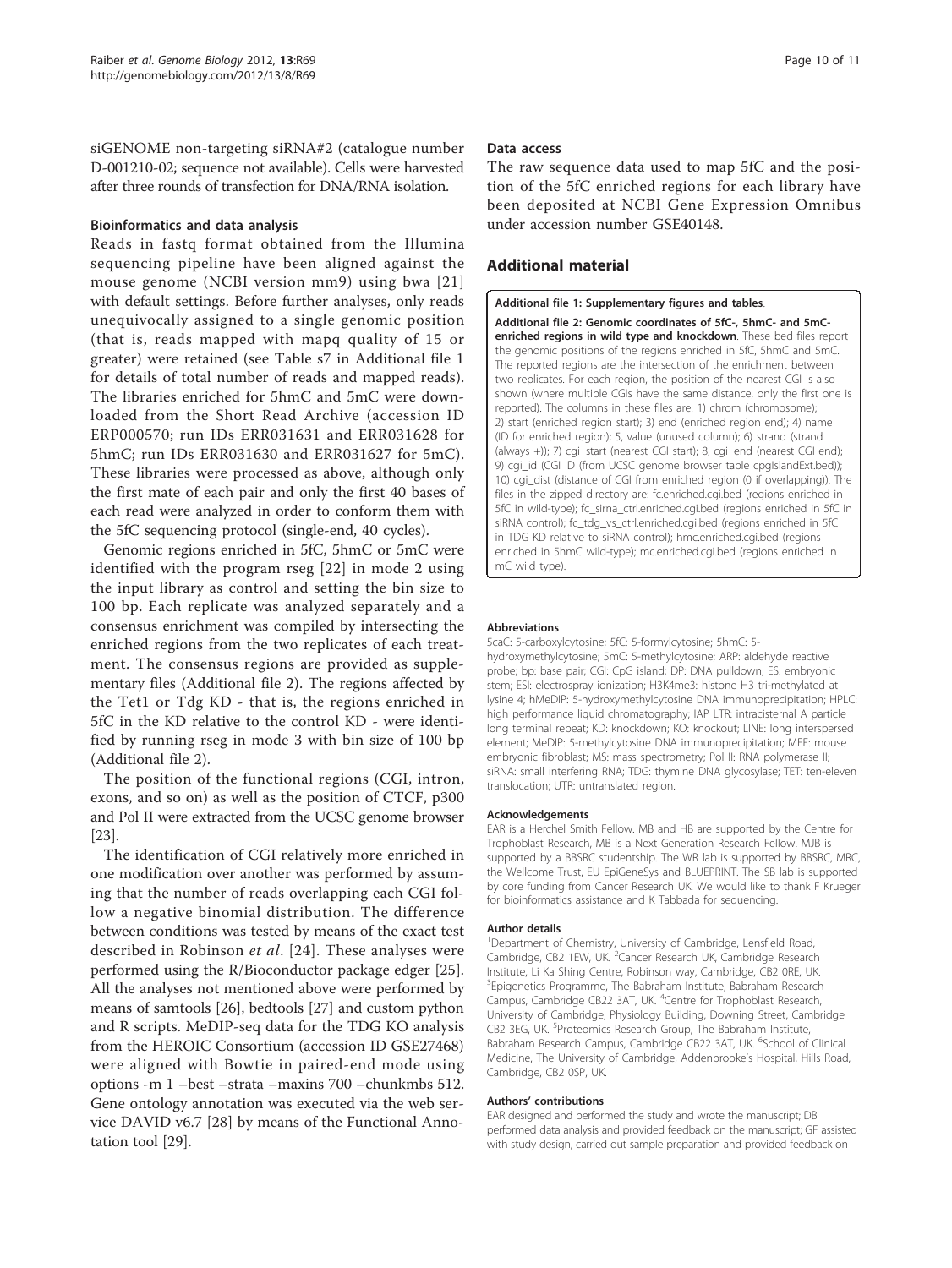siGENOME non-targeting siRNA#2 (catalogue number D-001210-02; sequence not available). Cells were harvested after three rounds of transfection for DNA/RNA isolation.

### Bioinformatics and data analysis

Reads in fastq format obtained from the Illumina sequencing pipeline have been aligned against the mouse genome (NCBI version mm9) using bwa [21] with default settings. Before further analyses, only reads unequivocally assigned to a single genomic position (that is, reads mapped with mapq quality of 15 or greater) were retained (see Table s7 in Additional file 1 for details of total number of reads and mapped reads). The libraries enriched for 5hmC and 5mC were downloaded from the Short Read Archive (accession ID ERP000570; run IDs ERR031631 and ERR031628 for 5hmC; run IDs ERR031630 and ERR031627 for 5mC). These libraries were processed as above, although only the first mate of each pair and only the first 40 bases of each read were analyzed in order to conform them with the 5fC sequencing protocol (single-end, 40 cycles).

Genomic regions enriched in 5fC, 5hmC or 5mC were identified with the program rseg [22] in mode 2 using the input library as control and setting the bin size to 100 bp. Each replicate was analyzed separately and a consensus enrichment was compiled by intersecting the enriched regions from the two replicates of each treatment. The consensus regions are provided as supplementary files (Additional file 2). The regions affected by the Tet1 or Tdg KD - that is, the regions enriched in 5fC in the KD relative to the control KD - were identified by running rseg in mode 3 with bin size of 100 bp (Additional file 2).

The position of the functional regions (CGI, intron, exons, and so on) as well as the position of CTCF, p300 and Pol II were extracted from the UCSC genome browser [23].

The identification of CGI relatively more enriched in one modification over another was performed by assuming that the number of reads overlapping each CGI follow a negative binomial distribution. The difference between conditions was tested by means of the exact test described in Robinson *et al*. [24]. These analyses were performed using the R/Bioconductor package edger [25]. All the analyses not mentioned above were performed by means of samtools [26], bedtools [27] and custom python and R scripts. MeDIP-seq data for the TDG KO analysis from the HEROIC Consortium (accession ID GSE27468) were aligned with Bowtie in paired-end mode using options -m 1 –best –strata –maxins 700 –chunkmbs 512. Gene ontology annotation was executed via the web service DAVID v6.7 [28] by means of the Functional Annotation tool [29].

### Data access

The raw sequence data used to map 5fC and the position of the 5fC enriched regions for each library have been deposited at NCBI Gene Expression Omnibus under accession number GSE40148.

## Additional material

**Additional file 1: Supplementary figures and tables**.

**Additional file 2: Genomic coordinates of 5fC-, 5hmC- and 5mC-enriched regions in wild type and knockdown**. These bed files report the genomic positions of the regions enriched in 5fC, 5hmC and 5mC. The reported regions are the intersection of the enrichment between two replicates. For each region, the position of the nearest CGI is also shown (where multiple CGIs have the same distance, only the first one is reported). The columns in these files are: 1) chrom (chromosome); 2) start (enriched region start); 3) end (enriched region end); 4) name (ID for enriched region); 5, value (unused column); 6) strand (strand (always +)); 7) cgi_start (nearest CGI start); 8, cgi_end (nearest CGI end); 9) cgi_id (CGI ID (from UCSC genome browser table cpgIslandExt.bed)); 10) cgi_dist (distance of CGI from enriched region (0 if overlapping)). The files in the zipped directory are: fc.enriched.cgi.bed (regions enriched in 5fC in wild-type); fc_sirna_ctrl.enriched.cgi.bed (regions enriched in 5fC in siRNA control); fc_tdg_vs_ctrl.enriched.cgi.bed (regions enriched in 5fC in TDG KD relative to siRNA control); hmc.enriched.cgi.bed (regions enriched in 5hmC wild-type); mc.enriched.cgi.bed (regions enriched in mC wild type).

### Abbreviations

5caC: 5-carboxylcytosine; 5fC: 5-formylcytosine; 5hmC: 5-hydroxymethylcytosine; 5mC: 5-methylcytosine; ARP: aldehyde reactive probe; bp: base pair; CGI: CpG island; DP: DNA pulldown; ES: embryonic stem; ESI: electrospray ionization; H3K4me3: histone H3 tri-methylated at lysine 4; hMeDIP: 5-hydroxymethylcytosine DNA immunoprecipitation; HPLC: high performance liquid chromatography; IAP LTR: intracisternal A particle long terminal repeat; KD: knockdown; KO: knockout; LINE: long interspersed element; MeDIP: 5-methylcytosine DNA immunoprecipitation; MEF: mouse embryonic fibroblast; MS: mass spectrometry; Pol II: RNA polymerase II; siRNA: small interfering RNA; TDG: thymine DNA glycosylase; TET: ten-eleven translocation; UTR: untranslated region.

### Acknowledgements

EAR is a Herchel Smith Fellow. MB and HB are supported by the Centre for Trophoblast Research, MB is a Next Generation Research Fellow. MJB is supported by a BBSRC studentship. The WR lab is supported by BBSRC, MRC, the Wellcome Trust, EU EpiGeneSys and BLUEPRINT. The SB lab is supported by core funding from Cancer Research UK. We would like to thank F Krueger for bioinformatics assistance and K Tabbada for sequencing.

### Author details

[1]Department of Chemistry, University of Cambridge, Lensfield Road, Cambridge, CB2 1EW, UK. [2]Cancer Research UK, Cambridge Research Institute, Li Ka Shing Centre, Robinson way, Cambridge, CB2 0RE, UK. [3]Epigenetics Programme, The Babraham Institute, Babraham Research Campus, Cambridge CB22 3AT, UK. [4]Centre for Trophoblast Research, University of Cambridge, Physiology Building, Downing Street, Cambridge CB2 3EG, UK. [5]Proteomics Research Group, The Babraham Institute, Babraham Research Campus, Cambridge CB22 3AT, UK. [6]School of Clinical Medicine, The University of Cambridge, Addenbrooke's Hospital, Hills Road, Cambridge, CB2 0SP, UK.

### Authors' contributions

EAR designed and performed the study and wrote the manuscript; DB performed data analysis and provided feedback on the manuscript; GF assisted with study design, carried out sample preparation and provided feedback on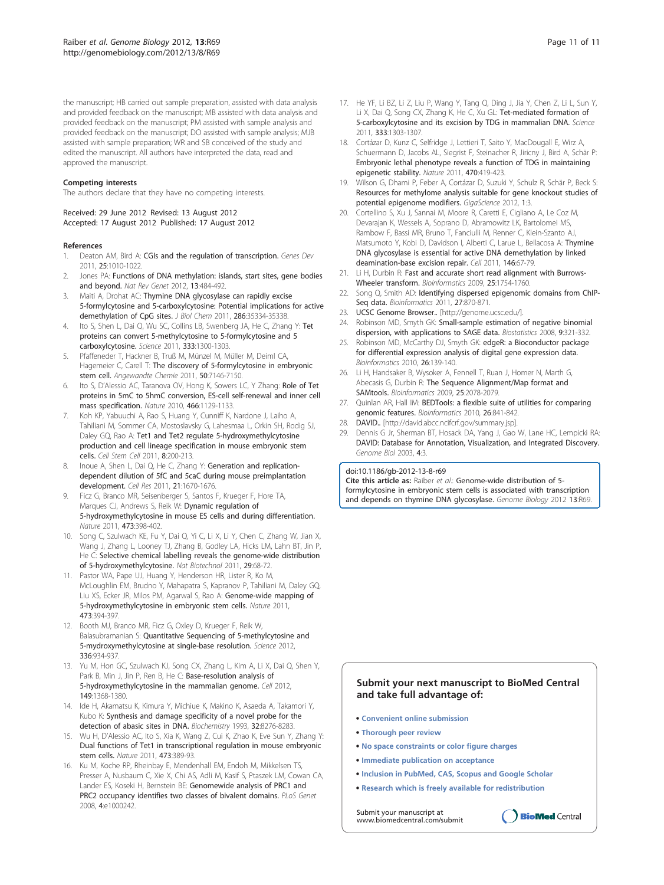the manuscript; HB carried out sample preparation, assisted with data analysis and provided feedback on the manuscript; MB assisted with data analysis and provided feedback on the manuscript; PM assisted with sample analysis and provided feedback on the manuscript; DO assisted with sample analysis; MJB assisted with sample preparation; WR and SB conceived of the study and edited the manuscript. All authors have interpreted the data, read and approved the manuscript.

#### Competing interests

The authors declare that they have no competing interests.

Received: 29 June 2012 Revised: 13 August 2012
Accepted: 17 August 2012 Published: 17 August 2012

#### References

1. Deaton AM, Bird A: **CGIs and the regulation of transcription.** *Genes Dev* 2011, **25**:1010-1022.
2. Jones PA: **Functions of DNA methylation: islands, start sites, gene bodies and beyond.** *Nat Rev Genet* 2012, **13**:484-492.
3. Maiti A, Drohat AC: **Thymine DNA glycosylase can rapidly excise 5-formylcytosine and 5-carboxylcytosine: Potential implications for active demethylation of CpG sites.** *J Biol Chem* 2011, **286**:35334-35338.
4. Ito S, Shen L, Dai Q, Wu SC, Collins LB, Swenberg JA, He C, Zhang Y: **Tet proteins can convert 5-methylcytosine to 5-formylcytosine and 5 carboxylcytosine.** *Science* 2011, **333**:1300-1303.
5. Pfaffeneder T, Hackner B, Truß M, Münzel M, Müller M, Deiml CA, Hagemeier C, Carell T: **The discovery of 5-formylcytosine in embryonic stem cell.** *Angewandte Chemie* 2011, **50**:7146-7150.
6. Ito S, D'Alessio AC, Taranova OV, Hong K, Sowers LC, Y Zhang: **Role of Tet proteins in 5mC to 5hmC conversion, ES-cell self-renewal and inner cell mass specification.** *Nature* 2010, **466**:1129-1133.
7. Koh KP, Yabuuchi A, Rao S, Huang Y, Cunniff K, Nardone J, Laiho A, Tahiliani M, Sommer CA, Mostoslavsky G, Lahesmaa L, Orkin SH, Rodig SJ, Daley GQ, Rao A: **Tet1 and Tet2 regulate 5-hydroxymethylcytosine production and cell lineage specification in mouse embryonic stem cells.** *Cell Stem Cell* 2011, **8**:200-213.
8. Inoue A, Shen L, Dai Q, He C, Zhang Y: **Generation and replication-dependent dilution of 5fC and 5caC during mouse preimplantation development.** *Cell Res* 2011, **21**:1670-1676.
9. Ficz G, Branco MR, Seisenberger S, Santos F, Krueger F, Hore TA, Marques CJ, Andrews S, Reik W: **Dynamic regulation of 5-hydroxymethylcytosine in mouse ES cells and during differentiation.** *Nature* 2011, **473**:398-402.
10. Song C, Szulwach KE, Fu Y, Dai Q, Yi C, Li X, Li Y, Chen C, Zhang W, Jian X, Wang J, Zhang L, Looney TJ, Zhang B, Godley LA, Hicks LM, Lahn BT, Jin P, He C: **Selective chemical labelling reveals the genome-wide distribution of 5-hydroxymethylcytosine.** *Nat Biotechnol* 2011, **29**:68-72.
11. Pastor WA, Pape UJ, Huang Y, Henderson HR, Lister R, Ko M, McLoughlin EM, Brudno Y, Mahapatra S, Kapranov P, Tahiliani M, Daley GQ, Liu XS, Ecker JR, Milos PM, Agarwal S, Rao A: **Genome-wide mapping of 5-hydroxymethylcytosine in embryonic stem cells.** *Nature* 2011, **473**:394-397.
12. Booth MJ, Branco MR, Ficz G, Oxley D, Krueger F, Reik W, Balasubramanian S: **Quantitative Sequencing of 5-methylcytosine and 5-mydroxymethylcytosine at single-base resolution.** *Science* 2012, **336**:934-937.
13. Yu M, Hon GC, Szulwach KJ, Song CX, Zhang L, Kim A, Li X, Dai Q, Shen Y, Park B, Min J, Jin P, Ren B, He C: **Base-resolution analysis of 5-hydroxymethylcytosine in the mammalian genome.** *Cell* 2012, **149**:1368-1380.
14. Ide H, Akamatsu K, Kimura Y, Michiue K, Makino K, Asaeda A, Takamori Y, Kubo K: **Synthesis and damage specificity of a novel probe for the detection of abasic sites in DNA.** *Biochemistry* 1993, **32**:8276-8283.
15. Wu H, D'Alessio AC, Ito S, Xia K, Wang Z, Cui K, Zhao K, Eve Sun Y, Zhang Y: **Dual functions of Tet1 in transcriptional regulation in mouse embryonic stem cells.** *Nature* 2011, **473**:389-93.
16. Ku M, Koche RP, Rheinbay E, Mendenhall EM, Endoh M, Mikkelsen TS, Presser A, Nusbaum C, Xie X, Chi AS, Adli M, Kasif S, Ptaszek LM, Cowan CA, Lander ES, Koseki H, Bernstein BE: **Genomewide analysis of PRC1 and PRC2 occupancy identifies two classes of bivalent domains.** *PLoS Genet* 2008, **4**:e1000242.
17. He YF, Li BZ, Li Z, Liu P, Wang Y, Tang Q, Ding J, Jia Y, Chen Z, Li L, Sun Y, Li X, Dai Q, Song CX, Zhang K, He C, Xu GL: **Tet-mediated formation of 5-carboxylcytosine and its excision by TDG in mammalian DNA.** *Science* 2011, **333**:1303-1307.
18. Cortázar D, Kunz C, Selfridge J, Lettieri T, Saito Y, MacDougall E, Wirz A, Schuermann D, Jacobs AL, Siegrist F, Steinacher R, Jiricny J, Bird A, Schär P: **Embryonic lethal phenotype reveals a function of TDG in maintaining epigenetic stability.** *Nature* 2011, **470**:419-423.
19. Wilson G, Dhami P, Feber A, Cortázar D, Suzuki Y, Schulz R, Schär P, Beck S: **Resources for methylome analysis suitable for gene knockout studies of potential epigenome modifiers.** *GigaScience* 2012, **1**:3.
20. Cortellino S, Xu J, Sannai M, Moore R, Caretti E, Cigliano A, Le Coz M, Devarajan K, Wessels A, Soprano D, Abramowitz LK, Bartolomei MS, Rambow F, Bassi MR, Bruno T, Fanciulli M, Renner C, Klein-Szanto AJ, Matsumoto Y, Kobi D, Davidson I, Alberti C, Larue L, Bellacosa A: **Thymine DNA glycosylase is essential for active DNA demethylation by linked deamination-base excision repair.** *Cell* 2011, **146**:67-79.
21. Li H, Durbin R: **Fast and accurate short read alignment with Burrows-Wheeler transform.** *Bioinformatics* 2009, **25**:1754-1760.
22. Song Q, Smith AD: **Identifying dispersed epigenomic domains from ChIP-Seq data.** *Bioinformatics* 2011, **27**:870-871.
23. UCSC Genome Browser.. [http://genome.ucsc.edu/].
24. Robinson MD, Smyth GK: **Small-sample estimation of negative binomial dispersion, with applications to SAGE data.** *Biostatistics* 2008, **9**:321-332.
25. Robinson MD, McCarthy DJ, Smyth GK: **edgeR: a Bioconductor package for differential expression analysis of digital gene expression data.** *Bioinformatics* 2010, **26**:139-140.
26. Li H, Handsaker B, Wysoker A, Fennell T, Ruan J, Homer N, Marth G, Abecasis G, Durbin R: **The Sequence Alignment/Map format and SAMtools.** *Bioinformatics* 2009, **25**:2078-2079.
27. Quinlan AR, Hall IM: **BEDTools: a flexible suite of utilities for comparing genomic features.** *Bioinformatics* 2010, **26**:841-842.
28. DAVID.. [http://david.abcc.ncifcrf.gov/summary.jsp].
29. Dennis G Jr, Sherman BT, Hosack DA, Yang J, Gao W, Lane HC, Lempicki RA: **DAVID: Database for Annotation, Visualization, and Integrated Discovery.** *Genome Biol* 2003, **4**:3.

doi:10.1186/gb-2012-13-8-r69
**Cite this article as:** Raiber *et al.*: Genome-wide distribution of 5-formylcytosine in embryonic stem cells is associated with transcription and depends on thymine DNA glycosylase. *Genome Biology* 2012 **13**:R69.

**Submit your next manuscript to BioMed Central and take full advantage of:**

- **Convenient online submission**
- **Thorough peer review**
- **No space constraints or color figure charges**
- **Immediate publication on acceptance**
- **Inclusion in PubMed, CAS, Scopus and Google Scholar**
- **Research which is freely available for redistribution**

Submit your manuscript at
www.biomedcentral.com/submit

BioMed Central